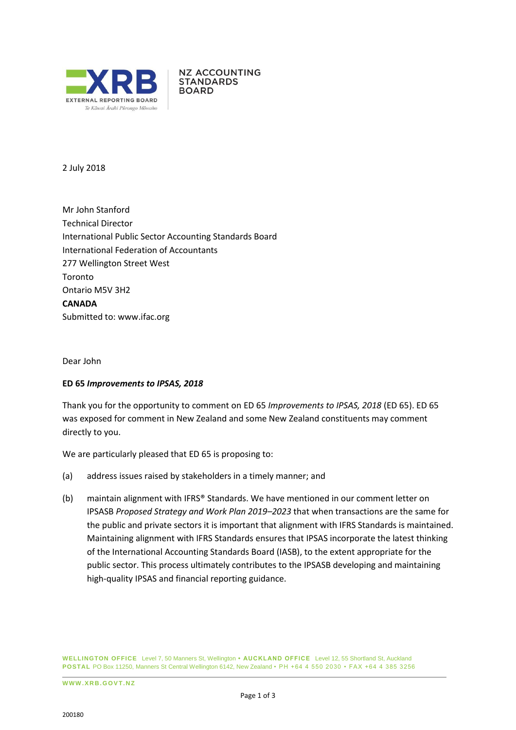XRB EXTERNAL REPORTING BOARD
Te Kāwai Ārahi Pūrongo Mōwaho

NZ ACCOUNTING STANDARDS BOARD

2 July 2018

Mr John Stanford
Technical Director
International Public Sector Accounting Standards Board
International Federation of Accountants
277 Wellington Street West
Toronto
Ontario M5V 3H2
**CANADA**
Submitted to: www.ifac.org

Dear John

**ED 65 *Improvements to IPSAS, 2018***

Thank you for the opportunity to comment on ED 65 *Improvements to IPSAS, 2018* (ED 65). ED 65 was exposed for comment in New Zealand and some New Zealand constituents may comment directly to you.

We are particularly pleased that ED 65 is proposing to:

(a) address issues raised by stakeholders in a timely manner; and

(b) maintain alignment with IFRS® Standards. We have mentioned in our comment letter on IPSASB *Proposed Strategy and Work Plan 2019–2023* that when transactions are the same for the public and private sectors it is important that alignment with IFRS Standards is maintained. Maintaining alignment with IFRS Standards ensures that IPSAS incorporate the latest thinking of the International Accounting Standards Board (IASB), to the extent appropriate for the public sector. This process ultimately contributes to the IPSASB developing and maintaining high-quality IPSAS and financial reporting guidance.

**WELLINGTON OFFICE** Level 7, 50 Manners St, Wellington • **AUCKLAND OFFICE** Level 12, 55 Shortland St, Auckland
**POSTAL** PO Box 11250, Manners St Central Wellington 6142, New Zealand • PH +64 4 550 2030 • FAX +64 4 385 3256

WWW.XRB.GOVT.NZ

200180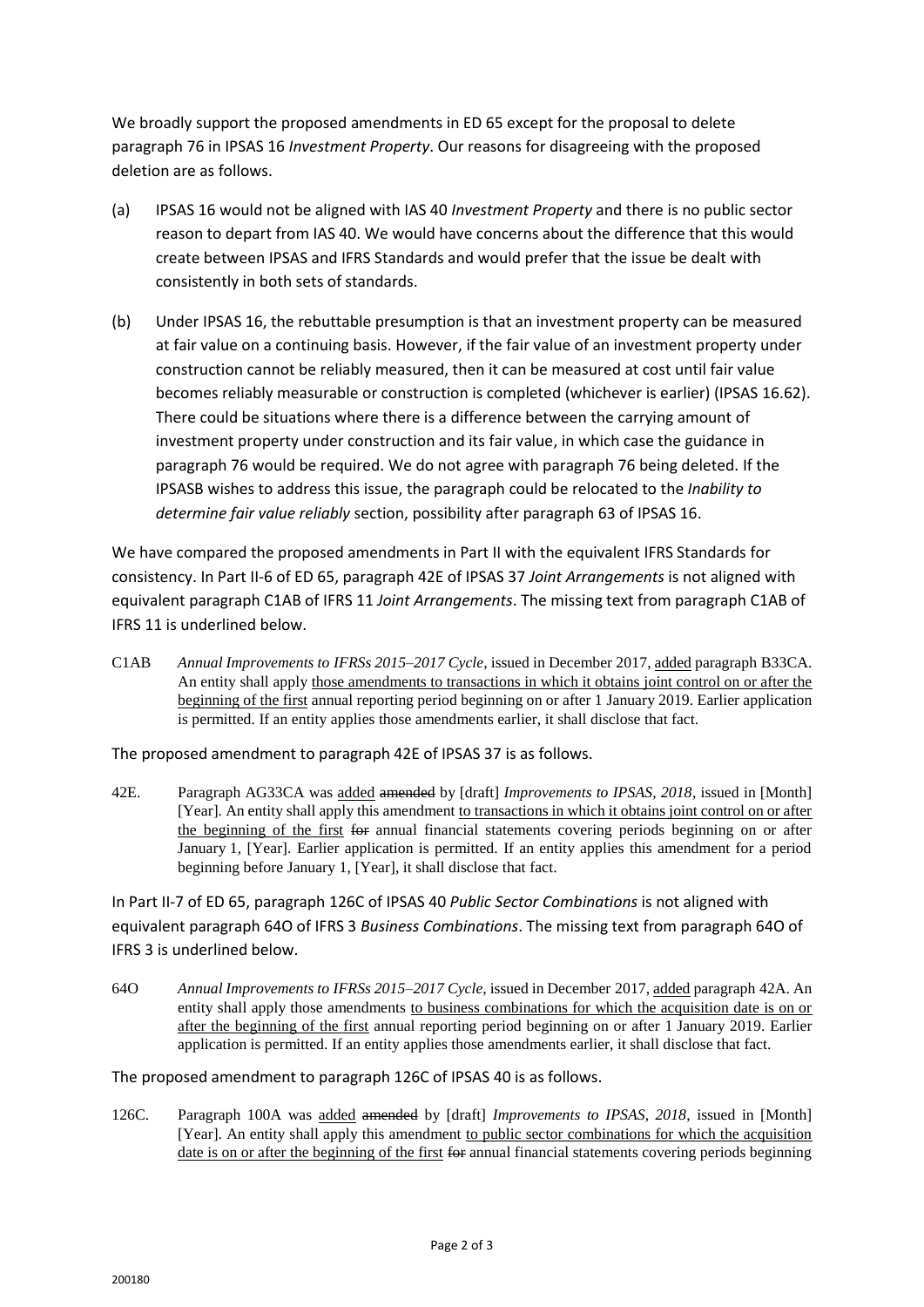We broadly support the proposed amendments in ED 65 except for the proposal to delete paragraph 76 in IPSAS 16 *Investment Property*. Our reasons for disagreeing with the proposed deletion are as follows.

(a) IPSAS 16 would not be aligned with IAS 40 *Investment Property* and there is no public sector reason to depart from IAS 40. We would have concerns about the difference that this would create between IPSAS and IFRS Standards and would prefer that the issue be dealt with consistently in both sets of standards.

(b) Under IPSAS 16, the rebuttable presumption is that an investment property can be measured at fair value on a continuing basis. However, if the fair value of an investment property under construction cannot be reliably measured, then it can be measured at cost until fair value becomes reliably measurable or construction is completed (whichever is earlier) (IPSAS 16.62). There could be situations where there is a difference between the carrying amount of investment property under construction and its fair value, in which case the guidance in paragraph 76 would be required. We do not agree with paragraph 76 being deleted. If the IPSASB wishes to address this issue, the paragraph could be relocated to the *Inability to determine fair value reliably* section, possibility after paragraph 63 of IPSAS 16.

We have compared the proposed amendments in Part II with the equivalent IFRS Standards for consistency. In Part II-6 of ED 65, paragraph 42E of IPSAS 37 *Joint Arrangements* is not aligned with equivalent paragraph C1AB of IFRS 11 *Joint Arrangements*. The missing text from paragraph C1AB of IFRS 11 is underlined below.

C1AB *Annual Improvements to IFRSs 2015–2017 Cycle*, issued in December 2017, <u>added</u> paragraph B33CA. An entity shall apply <u>those amendments to transactions in which it obtains joint control on or after the beginning of the first</u> annual reporting period beginning on or after 1 January 2019. Earlier application is permitted. If an entity applies those amendments earlier, it shall disclose that fact.

The proposed amendment to paragraph 42E of IPSAS 37 is as follows.

42E. Paragraph AG33CA was <u>added</u> ~~amended~~ by [draft] *Improvements to IPSAS, 2018*, issued in [Month] [Year]. An entity shall apply this amendment <u>to transactions in which it obtains joint control on or after the beginning of the first</u> ~~for~~ annual financial statements covering periods beginning on or after January 1, [Year]. Earlier application is permitted. If an entity applies this amendment for a period beginning before January 1, [Year], it shall disclose that fact.

In Part II-7 of ED 65, paragraph 126C of IPSAS 40 *Public Sector Combinations* is not aligned with equivalent paragraph 64O of IFRS 3 *Business Combinations*. The missing text from paragraph 64O of IFRS 3 is underlined below.

64O *Annual Improvements to IFRSs 2015–2017 Cycle*, issued in December 2017, <u>added</u> paragraph 42A. An entity shall apply those amendments <u>to business combinations for which the acquisition date is on or after the beginning of the first</u> annual reporting period beginning on or after 1 January 2019. Earlier application is permitted. If an entity applies those amendments earlier, it shall disclose that fact.

The proposed amendment to paragraph 126C of IPSAS 40 is as follows.

126C. Paragraph 100A was <u>added</u> ~~amended~~ by [draft] *Improvements to IPSAS, 2018*, issued in [Month] [Year]. An entity shall apply this amendment <u>to public sector combinations for which the acquisition date is on or after the beginning of the first</u> ~~for~~ annual financial statements covering periods beginning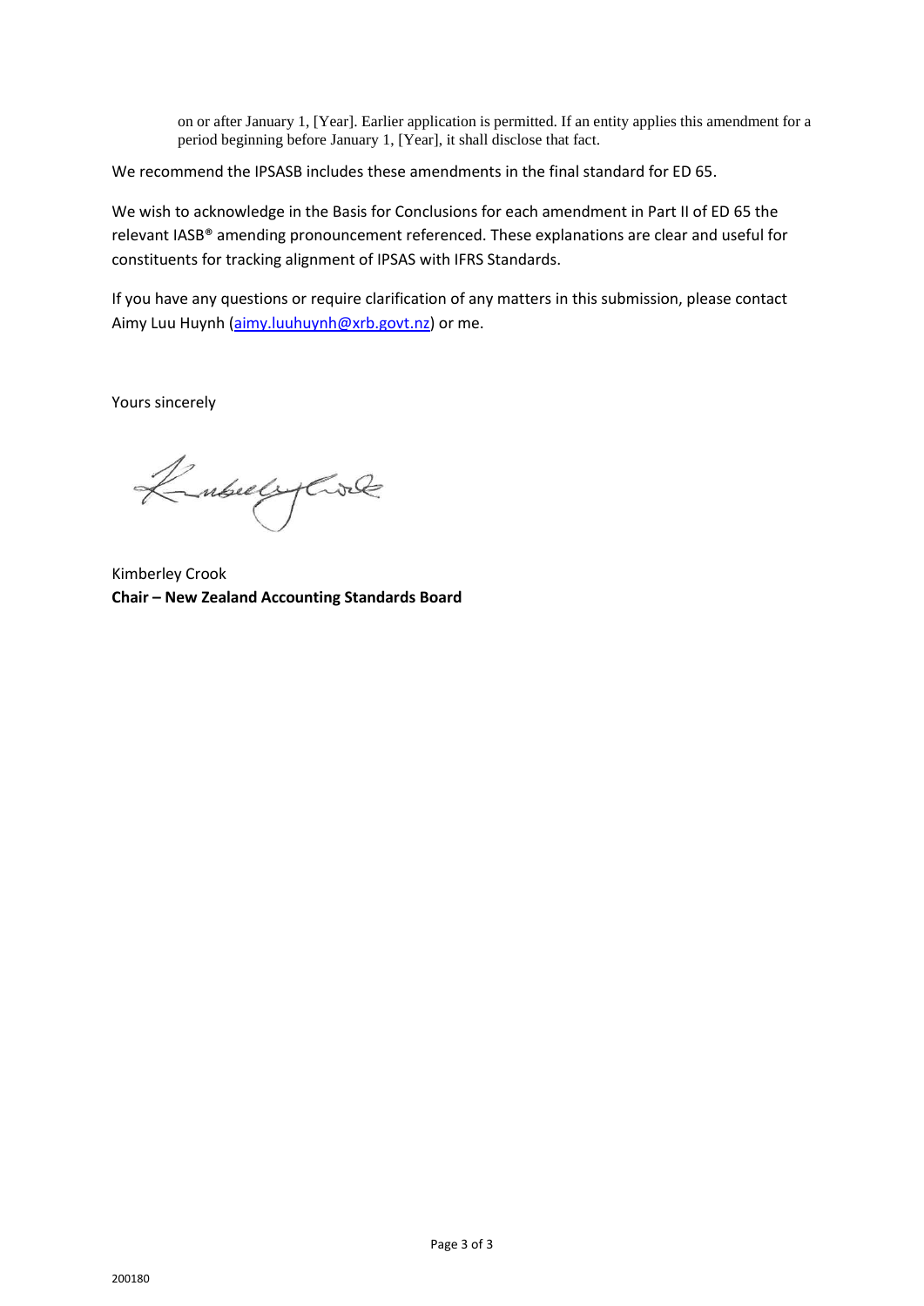> on or after January 1, [Year]. Earlier application is permitted. If an entity applies this amendment for a period beginning before January 1, [Year], it shall disclose that fact.

We recommend the IPSASB includes these amendments in the final standard for ED 65.

We wish to acknowledge in the Basis for Conclusions for each amendment in Part II of ED 65 the relevant IASB® amending pronouncement referenced. These explanations are clear and useful for constituents for tracking alignment of IPSAS with IFRS Standards.

If you have any questions or require clarification of any matters in this submission, please contact Aimy Luu Huynh (aimy.luuhuynh@xrb.govt.nz) or me.

Yours sincerely

Kimberley Crook
**Chair – New Zealand Accounting Standards Board**

200180